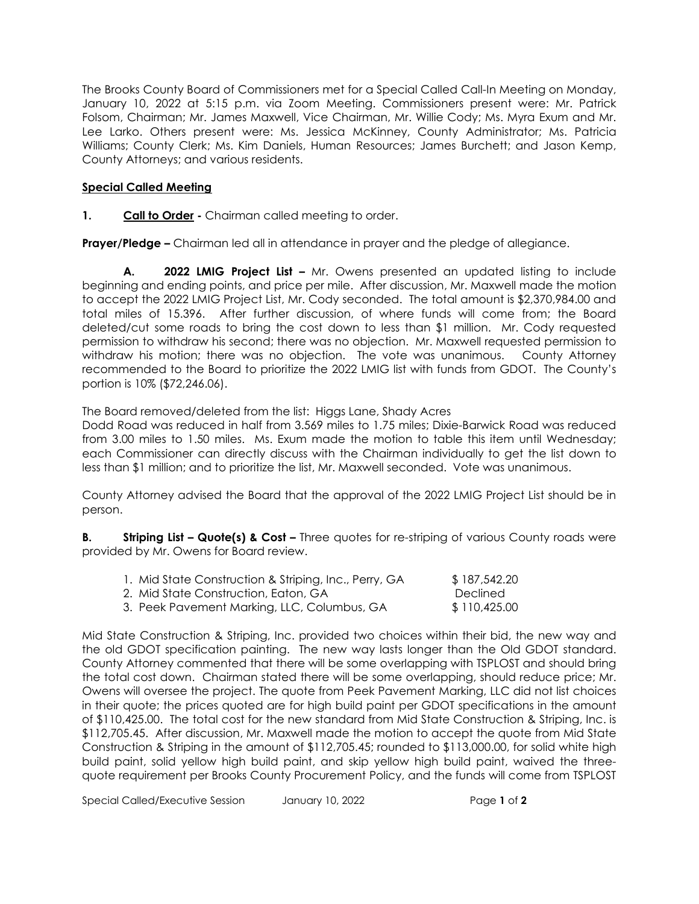The Brooks County Board of Commissioners met for a Special Called Call-In Meeting on Monday, January 10, 2022 at 5:15 p.m. via Zoom Meeting. Commissioners present were: Mr. Patrick Folsom, Chairman; Mr. James Maxwell, Vice Chairman, Mr. Willie Cody; Ms. Myra Exum and Mr. Lee Larko. Others present were: Ms. Jessica McKinney, County Administrator; Ms. Patricia Williams; County Clerk; Ms. Kim Daniels, Human Resources; James Burchett; and Jason Kemp, County Attorneys; and various residents.

**Special Called Meeting**

**1. Call to Order -** Chairman called meeting to order.

**Prayer/Pledge –** Chairman led all in attendance in prayer and the pledge of allegiance.

**A. 2022 LMIG Project List –** Mr. Owens presented an updated listing to include beginning and ending points, and price per mile. After discussion, Mr. Maxwell made the motion to accept the 2022 LMIG Project List, Mr. Cody seconded. The total amount is $2,370,984.00 and total miles of 15.396. After further discussion, of where funds will come from; the Board deleted/cut some roads to bring the cost down to less than $1 million. Mr. Cody requested permission to withdraw his second; there was no objection. Mr. Maxwell requested permission to withdraw his motion; there was no objection. The vote was unanimous. County Attorney recommended to the Board to prioritize the 2022 LMIG list with funds from GDOT. The County's portion is 10% ($72,246.06).

The Board removed/deleted from the list: Higgs Lane, Shady Acres
Dodd Road was reduced in half from 3.569 miles to 1.75 miles; Dixie-Barwick Road was reduced from 3.00 miles to 1.50 miles. Ms. Exum made the motion to table this item until Wednesday; each Commissioner can directly discuss with the Chairman individually to get the list down to less than $1 million; and to prioritize the list, Mr. Maxwell seconded. Vote was unanimous.

County Attorney advised the Board that the approval of the 2022 LMIG Project List should be in person.

**B. Striping List – Quote(s) & Cost –** Three quotes for re-striping of various County roads were provided by Mr. Owens for Board review.

1. Mid State Construction & Striping, Inc., Perry, GA $ 187,542.20
2. Mid State Construction, Eaton, GA Declined
3. Peek Pavement Marking, LLC, Columbus, GA $ 110,425.00

Mid State Construction & Striping, Inc. provided two choices within their bid, the new way and the old GDOT specification painting. The new way lasts longer than the Old GDOT standard. County Attorney commented that there will be some overlapping with TSPLOST and should bring the total cost down. Chairman stated there will be some overlapping, should reduce price; Mr. Owens will oversee the project. The quote from Peek Pavement Marking, LLC did not list choices in their quote; the prices quoted are for high build paint per GDOT specifications in the amount of $110,425.00. The total cost for the new standard from Mid State Construction & Striping, Inc. is $112,705.45. After discussion, Mr. Maxwell made the motion to accept the quote from Mid State Construction & Striping in the amount of $112,705.45; rounded to $113,000.00, for solid white high build paint, solid yellow high build paint, and skip yellow high build paint, waived the three-quote requirement per Brooks County Procurement Policy, and the funds will come from TSPLOST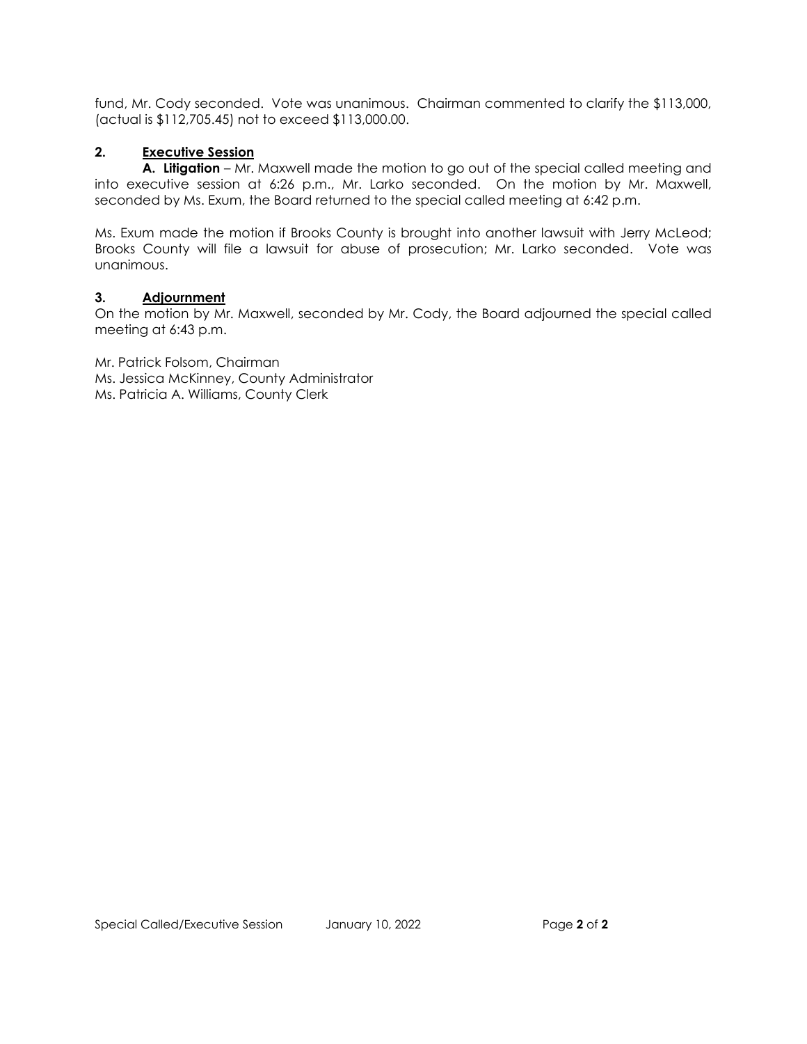fund, Mr. Cody seconded. Vote was unanimous. Chairman commented to clarify the $113,000, (actual is $112,705.45) not to exceed $113,000.00.

## 2. Executive Session

**A. Litigation** – Mr. Maxwell made the motion to go out of the special called meeting and into executive session at 6:26 p.m., Mr. Larko seconded. On the motion by Mr. Maxwell, seconded by Ms. Exum, the Board returned to the special called meeting at 6:42 p.m.

Ms. Exum made the motion if Brooks County is brought into another lawsuit with Jerry McLeod; Brooks County will file a lawsuit for abuse of prosecution; Mr. Larko seconded. Vote was unanimous.

## 3. Adjournment

On the motion by Mr. Maxwell, seconded by Mr. Cody, the Board adjourned the special called meeting at 6:43 p.m.

Mr. Patrick Folsom, Chairman
Ms. Jessica McKinney, County Administrator
Ms. Patricia A. Williams, County Clerk